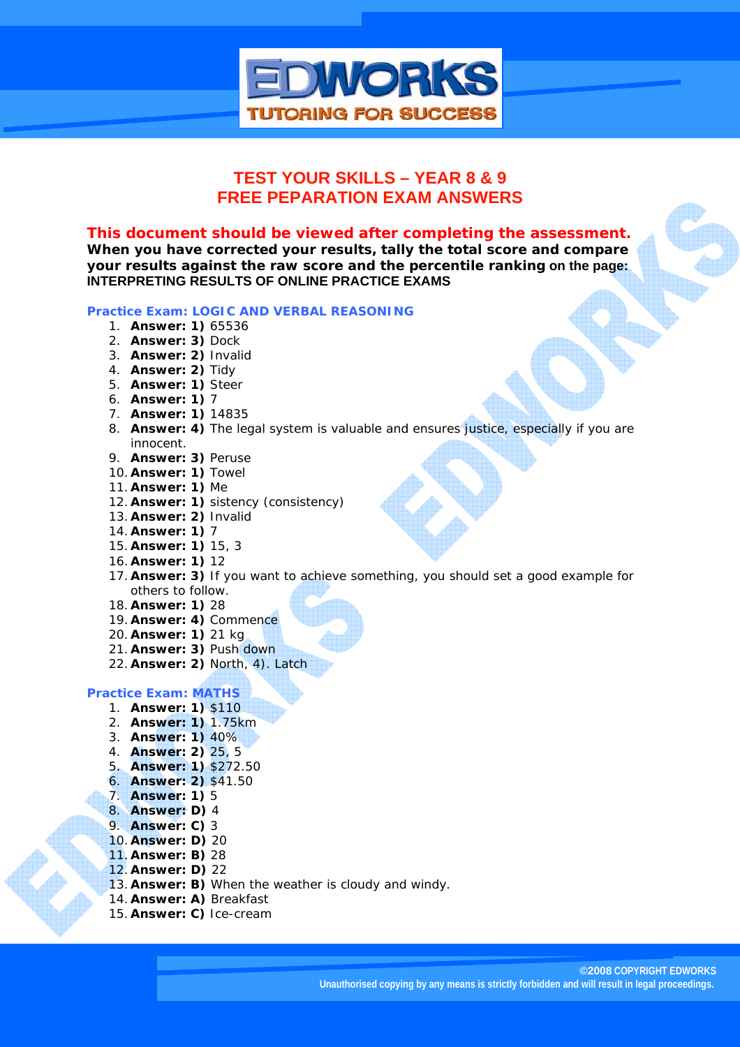# TEST YOUR SKILLS – YEAR 8 & 9
# FREE PEPARATION EXAM ANSWERS

**This document should be viewed after completing the assessment.**
**When you have corrected your results, tally the total score and compare your results against the raw score and the percentile ranking on the page: INTERPRETING RESULTS OF ONLINE PRACTICE EXAMS**

### Practice Exam: LOGIC AND VERBAL REASONING

1. **Answer: 1)** 65536
2. **Answer: 3)** Dock
3. **Answer: 2)** Invalid
4. **Answer: 2)** Tidy
5. **Answer: 1)** Steer
6. **Answer: 1)** 7
7. **Answer: 1)** 14835
8. **Answer: 4)** The legal system is valuable and ensures justice, especially if you are innocent.
9. **Answer: 3)** Peruse
10. **Answer: 1)** Towel
11. **Answer: 1)** Me
12. **Answer: 1)** sistency (consistency)
13. **Answer: 2)** Invalid
14. **Answer: 1)** 7
15. **Answer: 1)** 15, 3
16. **Answer: 1)** 12
17. **Answer: 3)** If you want to achieve something, you should set a good example for others to follow.
18. **Answer: 1)** 28
19. **Answer: 4)** Commence
20. **Answer: 1)** 21 kg
21. **Answer: 3)** Push down
22. **Answer: 2)** North, 4). Latch

### Practice Exam: MATHS

1. **Answer: 1)** $110
2. **Answer: 1)** 1.75km
3. **Answer: 1)** 40%
4. **Answer: 2)** 25, 5
5. **Answer: 1)** $272.50
6. **Answer: 2)** $41.50
7. **Answer: 1)** 5
8. **Answer: D)** 4
9. **Answer: C)** 3
10. **Answer: D)** 20
11. **Answer: B)** 28
12. **Answer: D)** 22
13. **Answer: B)** When the weather is cloudy and windy.
14. **Answer: A)** Breakfast
15. **Answer: C)** Ice-cream

©2008 COPYRIGHT EDWORKS
Unauthorised copying by any means is strictly forbidden and will result in legal proceedings.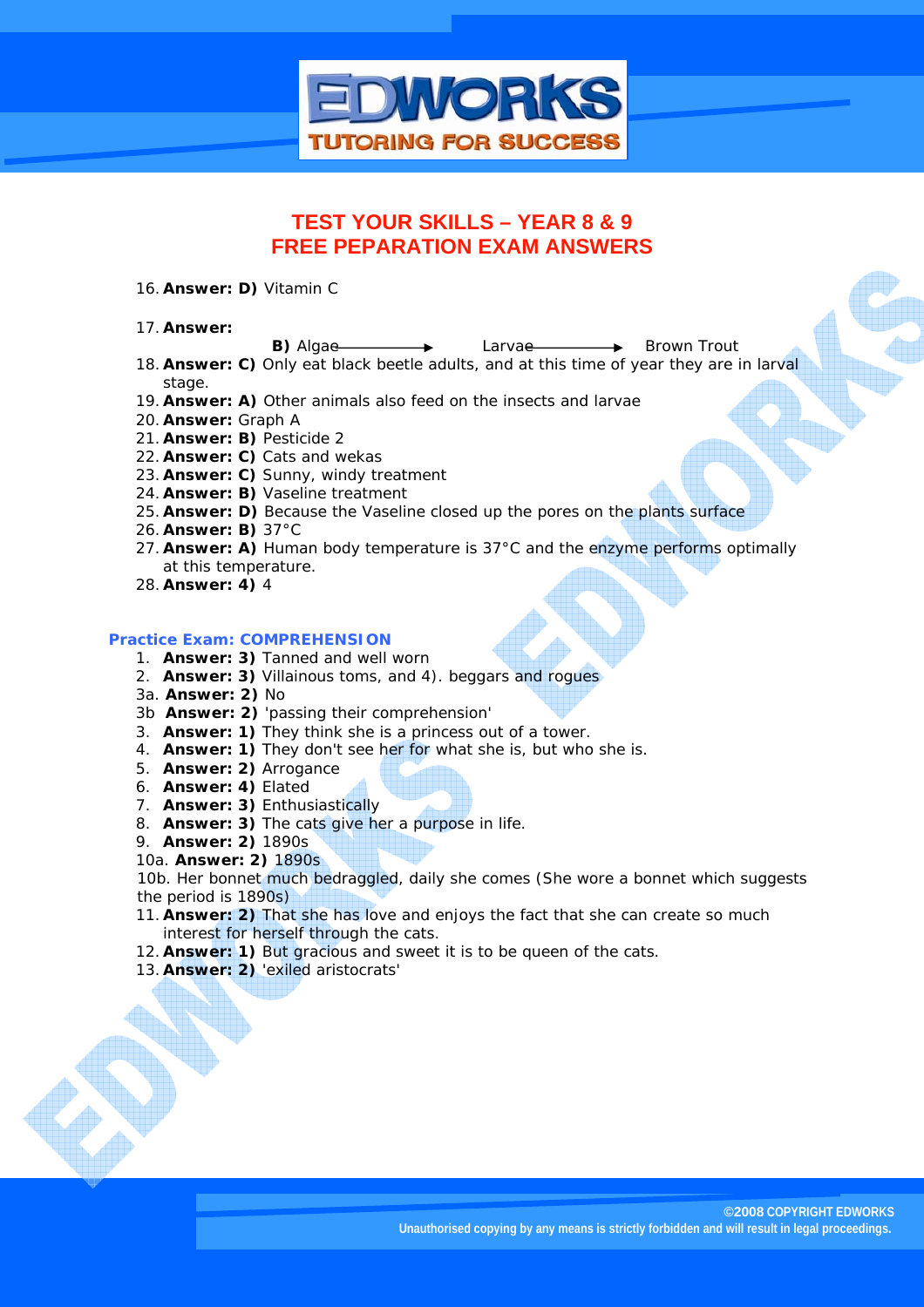# TEST YOUR SKILLS – YEAR 8 & 9
# FREE PEPARATION EXAM ANSWERS

16. **Answer: D)** Vitamin C
17. **Answer:**

    **B)** Algae ⟶ Larvae ⟶ Brown Trout
18. **Answer: C)** Only eat black beetle adults, and at this time of year they are in larval stage.
19. **Answer: A)** Other animals also feed on the insects and larvae
20. **Answer:** Graph A
21. **Answer: B)** Pesticide 2
22. **Answer: C)** Cats and wekas
23. **Answer: C)** Sunny, windy treatment
24. **Answer: B)** Vaseline treatment
25. **Answer: D)** Because the Vaseline closed up the pores on the plants surface
26. **Answer: B)** 37°C
27. **Answer: A)** Human body temperature is 37°C and the enzyme performs optimally at this temperature.
28. **Answer: 4)** 4

### Practice Exam: COMPREHENSION

1. **Answer: 3)** Tanned and well worn
2. **Answer: 3)** Villainous toms, and 4). beggars and rogues

3a. **Answer: 2)** No

3b **Answer: 2)** 'passing their comprehension'

3. **Answer: 1)** They think she is a princess out of a tower.
4. **Answer: 1)** They don't see her for what she is, but who she is.
5. **Answer: 2)** Arrogance
6. **Answer: 4)** Elated
7. **Answer: 3)** Enthusiastically
8. **Answer: 3)** The cats give her a purpose in life.
9. **Answer: 2)** 1890s

10a. **Answer: 2)** 1890s

10b. Her bonnet much bedraggled, daily she comes (She wore a bonnet which suggests the period is 1890s)

11. **Answer: 2)** That she has love and enjoys the fact that she can create so much interest for herself through the cats.
12. **Answer: 1)** But gracious and sweet it is to be queen of the cats.
13. **Answer: 2)** 'exiled aristocrats'

©2008 COPYRIGHT EDWORKS
Unauthorised copying by any means is strictly forbidden and will result in legal proceedings.